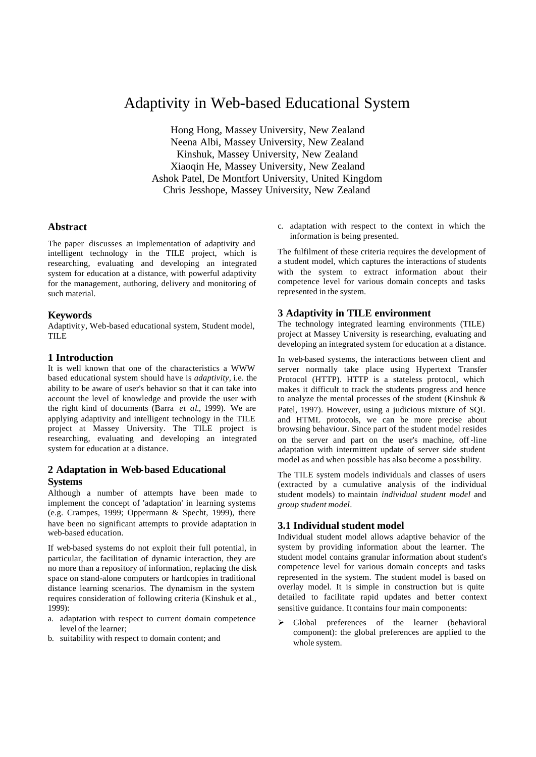# Adaptivity in Web-based Educational System

Hong Hong, Massey University, New Zealand
Neena Albi, Massey University, New Zealand
Kinshuk, Massey University, New Zealand
Xiaoqin He, Massey University, New Zealand
Ashok Patel, De Montfort University, United Kingdom
Chris Jesshope, Massey University, New Zealand

## Abstract

The paper discusses an implementation of adaptivity and intelligent technology in the TILE project, which is researching, evaluating and developing an integrated system for education at a distance, with powerful adaptivity for the management, authoring, delivery and monitoring of such material.

## Keywords

Adaptivity, Web-based educational system, Student model, TILE

## 1 Introduction

It is well known that one of the characteristics a WWW based educational system should have is *adaptivity*, i.e. the ability to be aware of user's behavior so that it can take into account the level of knowledge and provide the user with the right kind of documents (Barra *et al.*, 1999). We are applying adaptivity and intelligent technology in the TILE project at Massey University. The TILE project is researching, evaluating and developing an integrated system for education at a distance.

## 2 Adaptation in Web-based Educational Systems

Although a number of attempts have been made to implement the concept of 'adaptation' in learning systems (e.g. Crampes, 1999; Oppermann & Specht, 1999), there have been no significant attempts to provide adaptation in web-based education.

If web-based systems do not exploit their full potential, in particular, the facilitation of dynamic interaction, they are no more than a repository of information, replacing the disk space on stand-alone computers or hardcopies in traditional distance learning scenarios. The dynamism in the system requires consideration of following criteria (Kinshuk et al., 1999):

a. adaptation with respect to current domain competence level of the learner;
b. suitability with respect to domain content; and
c. adaptation with respect to the context in which the information is being presented.

The fulfilment of these criteria requires the development of a student model, which captures the interactions of students with the system to extract information about their competence level for various domain concepts and tasks represented in the system.

## 3 Adaptivity in TILE environment

The technology integrated learning environments (TILE) project at Massey University is researching, evaluating and developing an integrated system for education at a distance.

In web-based systems, the interactions between client and server normally take place using Hypertext Transfer Protocol (HTTP). HTTP is a stateless protocol, which makes it difficult to track the students progress and hence to analyze the mental processes of the student (Kinshuk & Patel, 1997). However, using a judicious mixture of SQL and HTML protocols, we can be more precise about browsing behaviour. Since part of the student model resides on the server and part on the user's machine, off-line adaptation with intermittent update of server side student model as and when possible has also become a possibility.

The TILE system models individuals and classes of users (extracted by a cumulative analysis of the individual student models) to maintain *individual student model* and *group student model*.

### 3.1 Individual student model

Individual student model allows adaptive behavior of the system by providing information about the learner. The student model contains granular information about student's competence level for various domain concepts and tasks represented in the system. The student model is based on overlay model. It is simple in construction but is quite detailed to facilitate rapid updates and better context sensitive guidance. It contains four main components:

- Global preferences of the learner (behavioral component): the global preferences are applied to the whole system.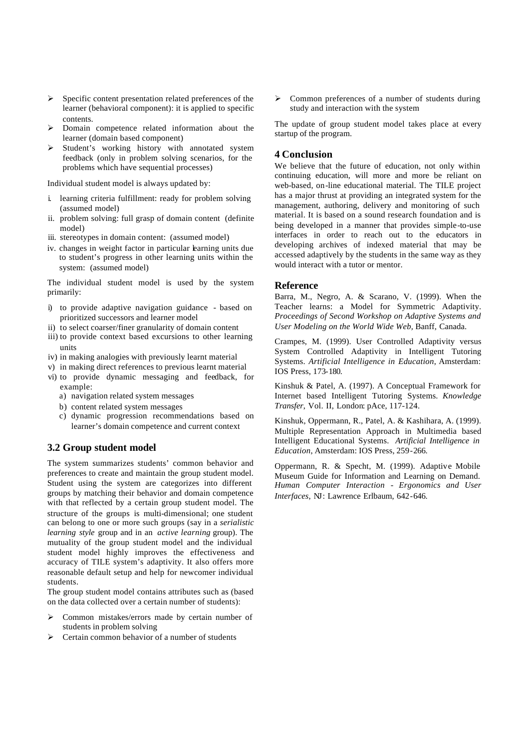- Specific content presentation related preferences of the learner (behavioral component): it is applied to specific contents.
- Domain competence related information about the learner (domain based component)
- Student's working history with annotated system feedback (only in problem solving scenarios, for the problems which have sequential processes)

Individual student model is always updated by:

i. learning criteria fulfillment: ready for problem solving (assumed model)
ii. problem solving: full grasp of domain content (definite model)
iii. stereotypes in domain content: (assumed model)
iv. changes in weight factor in particular learning units due to student's progress in other learning units within the system: (assumed model)

The individual student model is used by the system primarily:

i) to provide adaptive navigation guidance - based on prioritized successors and learner model
ii) to select coarser/finer granularity of domain content
iii) to provide context based excursions to other learning units
iv) in making analogies with previously learnt material
v) in making direct references to previous learnt material
vi) to provide dynamic messaging and feedback, for example:
   a) navigation related system messages
   b) content related system messages
   c) dynamic progression recommendations based on learner's domain competence and current context

## 3.2 Group student model

The system summarizes students' common behavior and preferences to create and maintain the group student model. Student using the system are categorizes into different groups by matching their behavior and domain competence with that reflected by a certain group student model. The structure of the groups is multi-dimensional; one student can belong to one or more such groups (say in a *serialistic learning style* group and in an *active learning* group). The mutuality of the group student model and the individual student model highly improves the effectiveness and accuracy of TILE system's adaptivity. It also offers more reasonable default setup and help for newcomer individual students.

The group student model contains attributes such as (based on the data collected over a certain number of students):

- Common mistakes/errors made by certain number of students in problem solving
- Certain common behavior of a number of students
- Common preferences of a number of students during study and interaction with the system

The update of group student model takes place at every startup of the program.

## 4 Conclusion

We believe that the future of education, not only within continuing education, will more and more be reliant on web-based, on-line educational material. The TILE project has a major thrust at providing an integrated system for the management, authoring, delivery and monitoring of such material. It is based on a sound research foundation and is being developed in a manner that provides simple-to-use interfaces in order to reach out to the educators in developing archives of indexed material that may be accessed adaptively by the students in the same way as they would interact with a tutor or mentor.

## Reference

Barra, M., Negro, A. & Scarano, V. (1999). When the Teacher learns: a Model for Symmetric Adaptivity. *Proceedings of Second Workshop on Adaptive Systems and User Modeling on the World Wide Web*, Banff, Canada.

Crampes, M. (1999). User Controlled Adaptivity versus System Controlled Adaptivity in Intelligent Tutoring Systems. *Artificial Intelligence in Education*, Amsterdam: IOS Press, 173-180.

Kinshuk & Patel, A. (1997). A Conceptual Framework for Internet based Intelligent Tutoring Systems. *Knowledge Transfer*, Vol. II, London: pAce, 117-124.

Kinshuk, Oppermann, R., Patel, A. & Kashihara, A. (1999). Multiple Representation Approach in Multimedia based Intelligent Educational Systems. *Artificial Intelligence in Education*, Amsterdam: IOS Press, 259-266.

Oppermann, R. & Specht, M. (1999). Adaptive Mobile Museum Guide for Information and Learning on Demand. *Human Computer Interaction - Ergonomics and User Interfaces*, NJ: Lawrence Erlbaum, 642-646.